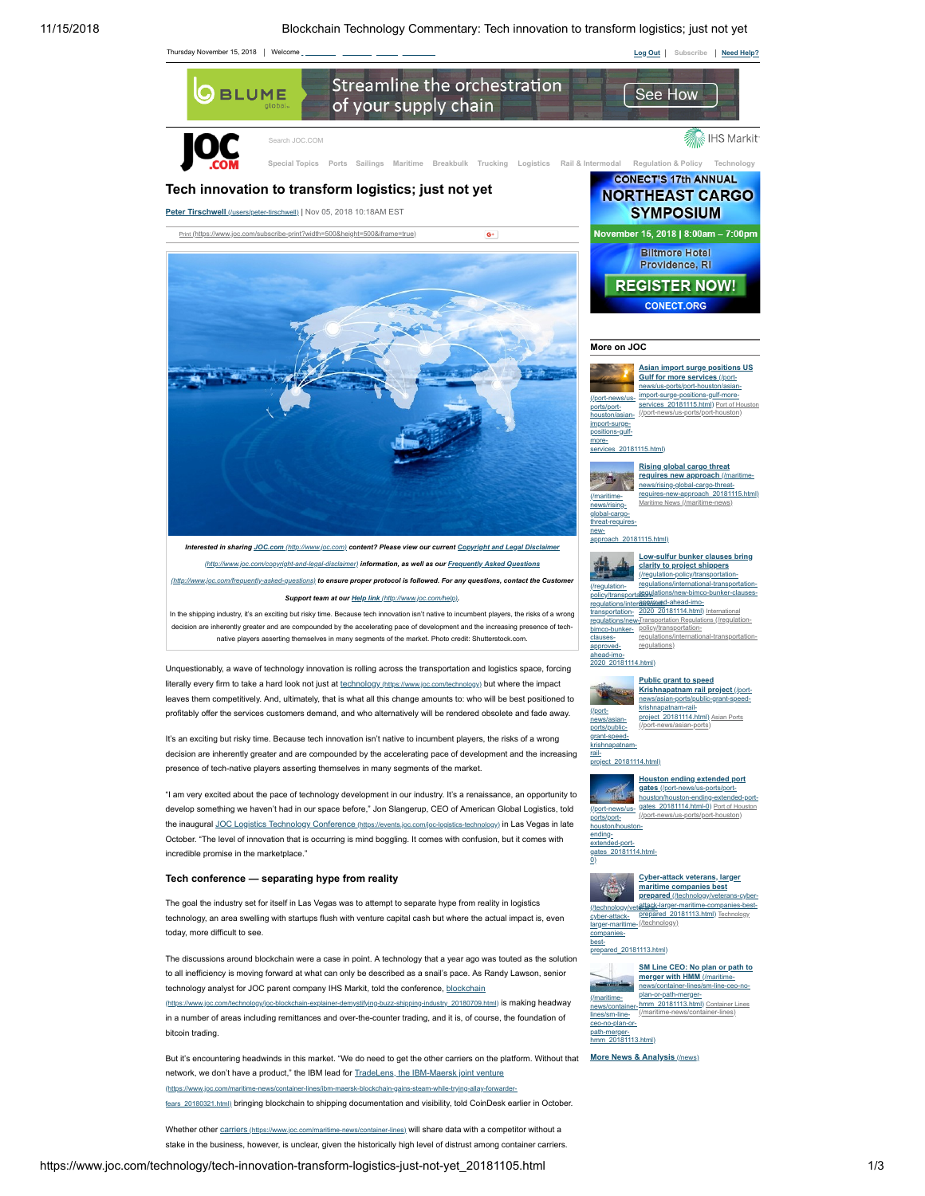# Tech innovation to transform logistics; just not yet

**Peter Tirschwell** (/users/peter-tirschwell) | Nov 05, 2018 10:18AM EST

*Interested in sharing JOC.com (http://www.joc.com) content? Please view our current Copyright and Legal Disclaimer (http://www.joc.com/copyright-and-legal-disclaimer) information, as well as our Frequently Asked Questions (http://www.joc.com/frequently-asked-questions) to ensure proper protocol is followed. For any questions, contact the Customer Support team at our Help link (http://www.joc.com/help).*

In the shipping industry, it's an exciting but risky time. Because tech innovation isn't native to incumbent players, the risks of a wrong decision are inherently greater and are compounded by the accelerating pace of development and the increasing presence of tech-native players asserting themselves in many segments of the market. Photo credit: Shutterstock.com.

Unquestionably, a wave of technology innovation is rolling across the transportation and logistics space, forcing literally every firm to take a hard look not just at technology (https://www.joc.com/technology) but where the impact leaves them competitively. And, ultimately, that is what all this change amounts to: who will be best positioned to profitably offer the services customers demand, and who alternatively will be rendered obsolete and fade away.

It's an exciting but risky time. Because tech innovation isn't native to incumbent players, the risks of a wrong decision are inherently greater and are compounded by the accelerating pace of development and the increasing presence of tech-native players asserting themselves in many segments of the market.

"I am very excited about the pace of technology development in our industry. It's a renaissance, an opportunity to develop something we haven't had in our space before," Jon Slangerup, CEO of American Global Logistics, told the inaugural JOC Logistics Technology Conference (https://events.joc.com/joc-logistics-technology) in Las Vegas in late October. "The level of innovation that is occurring is mind boggling. It comes with confusion, but it comes with incredible promise in the marketplace."

### Tech conference — separating hype from reality

The goal the industry set for itself in Las Vegas was to attempt to separate hype from reality in logistics technology, an area swelling with startups flush with venture capital cash but where the actual impact is, even today, more difficult to see.

The discussions around blockchain were a case in point. A technology that a year ago was touted as the solution to all inefficiency is moving forward at what can only be described as a snail's pace. As Randy Lawson, senior technology analyst for JOC parent company IHS Markit, told the conference, blockchain (https://www.joc.com/technology/joc-blockchain-explainer-demystifying-buzz-shipping-industry_20180709.html) is making headway in a number of areas including remittances and over-the-counter trading, and it is, of course, the foundation of bitcoin trading.

But it's encountering headwinds in this market. "We do need to get the other carriers on the platform. Without that network, we don't have a product," the IBM lead for TradeLens, the IBM-Maersk joint venture (https://www.joc.com/maritime-news/container-lines/ibm-maersk-blockchain-gains-steam-while-trying-allay-forwarder-fears_20180321.html) bringing blockchain to shipping documentation and visibility, told CoinDesk earlier in October.

Whether other carriers (https://www.joc.com/maritime-news/container-lines) will share data with a competitor without a stake in the business, however, is unclear, given the historically high level of distrust among container carriers.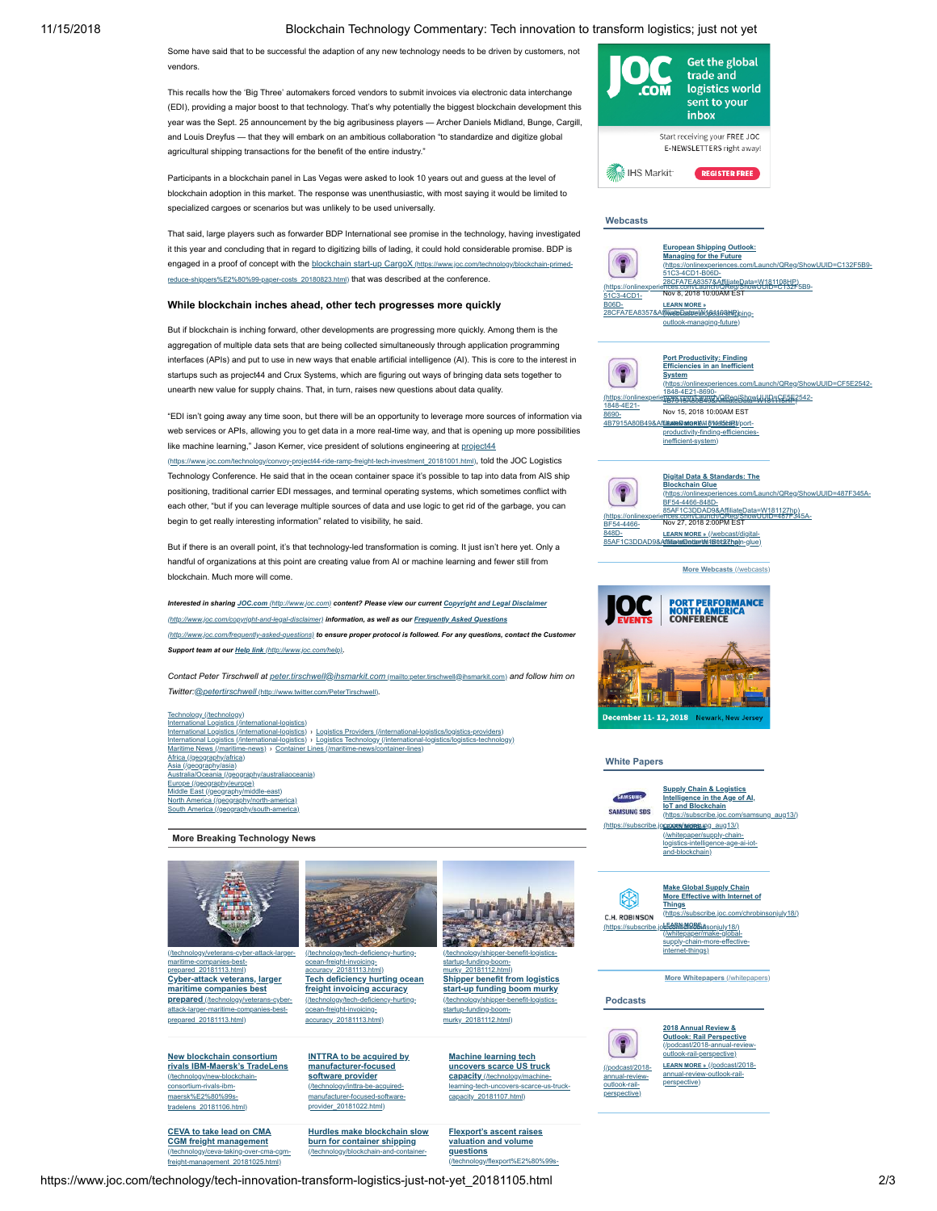Some have said that to be successful the adaption of any new technology needs to be driven by customers, not vendors.

This recalls how the 'Big Three' automakers forced vendors to submit invoices via electronic data interchange (EDI), providing a major boost to that technology. That's why potentially the biggest blockchain development this year was the Sept. 25 announcement by the big agribusiness players — Archer Daniels Midland, Bunge, Cargill, and Louis Dreyfus — that they will embark on an ambitious collaboration "to standardize and digitize global agricultural shipping transactions for the benefit of the entire industry."

Participants in a blockchain panel in Las Vegas were asked to look 10 years out and guess at the level of blockchain adoption in this market. The response was unenthusiastic, with most saying it would be limited to specialized cargoes or scenarios but was unlikely to be used universally.

That said, large players such as forwarder BDP International see promise in the technology, having investigated it this year and concluding that in regard to digitizing bills of lading, it could hold considerable promise. BDP is engaged in a proof of concept with the blockchain start-up CargoX (https://www.joc.com/technology/blockchain-primed-reduce-shippers%E2%80%99-paper-costs_20180823.html) that was described at the conference.

## While blockchain inches ahead, other tech progresses more quickly

But if blockchain is inching forward, other developments are progressing more quickly. Among them is the aggregation of multiple data sets that are being collected simultaneously through application programming interfaces (APIs) and put to use in new ways that enable artificial intelligence (AI). This is core to the interest in startups such as project44 and Crux Systems, which are figuring out ways of bringing data sets together to unearth new value for supply chains. That, in turn, raises new questions about data quality.

"EDI isn't going away any time soon, but there will be an opportunity to leverage more sources of information via web services or APIs, allowing you to get data in a more real-time way, and that is opening up more possibilities like machine learning," Jason Kerner, vice president of solutions engineering at project44 (https://www.joc.com/technology/convoy-project44-ride-ramp-freight-tech-investment_20181001.html), told the JOC Logistics Technology Conference. He said that in the ocean container space it's possible to tap into data from AIS ship positioning, traditional carrier EDI messages, and terminal operating systems, which sometimes conflict with each other, "but if you can leverage multiple sources of data and use logic to get rid of the garbage, you can begin to get really interesting information" related to visibility, he said.

But if there is an overall point, it's that technology-led transformation is coming. It just isn't here yet. Only a handful of organizations at this point are creating value from AI or machine learning and fewer still from blockchain. Much more will come.

***Interested in sharing JOC.com (http://www.joc.com) content? Please view our current Copyright and Legal Disclaimer (http://www.joc.com/copyright-and-legal-disclaimer) information, as well as our Frequently Asked Questions (http://www.joc.com/frequently-asked-questions) to ensure proper protocol is followed. For any questions, contact the Customer Support team at our Help link (http://www.joc.com/help).***

*Contact Peter Tirschwell at peter.tirschwell@ihsmarkit.com (mailto:peter.tirschwell@ihsmarkit.com) and follow him on Twitter:@petertirschwell (http://www.twitter.com/PeterTirschwell).*

Technology (/technology)
International Logistics (/international-logistics)
International Logistics (/international-logistics) › Logistics Providers (/international-logistics/logistics-providers)
International Logistics (/international-logistics) › Logistics Technology (/international-logistics/logistics-technology)
Maritime News (/maritime-news) › Container Lines (/maritime-news/container-lines)
Africa (/geography/africa)
Asia (/geography/asia)
Australia/Oceania (/geography/australiaoceania)
Europe (/geography/europe)
Middle East (/geography/middle-east)
North America (/geography/north-america)
South America (/geography/south-america)

### More Breaking Technology News

- **Cyber-attack veterans, larger maritime companies best prepared** (/technology/veterans-cyber-attack-larger-maritime-companies-best-prepared_20181113.html)
- **Tech deficiency hurting ocean freight invoicing accuracy** (/technology/tech-deficiency-hurting-ocean-freight-invoicing-accuracy_20181113.html)
- **Shipper benefit from logistics start-up funding boom murky** (/technology/shipper-benefit-logistics-startup-funding-boom-murky_20181112.html)
- **New blockchain consortium rivals IBM-Maersk's TradeLens** (/technology/new-blockchain-consortium-rivals-ibm-maersk%E2%80%99s-tradelens_20181106.html)
- **INTTRA to be acquired by manufacturer-focused software provider** (/technology/inttra-be-acquired-manufacturer-focused-software-provider_20181022.html)
- **Machine learning tech uncovers scarce US truck capacity** (/technology/machine-learning-tech-uncovers-scarce-us-truck-capacity_20181107.html)
- **CEVA to take lead on CMA CGM freight management** (/technology/ceva-taking-over-cma-cgm-freight-management_20181025.html)
- **Hurdles make blockchain slow burn for container shipping** (/technology/blockchain-and-container-
- **Flexport's ascent raises valuation and volume questions** (/technology/flexport%E2%80%99s-

### Webcasts

**European Shipping Outlook: Managing for the Future** (https://onlinexperiences.com/Launch/QReg/ShowUUID=C132F5B9-51C3-4CD1-B06D-28CFA7EA8357&AffiliateData=W181108HP)
Nov 8, 2018 10:00AM EST
LEARN MORE » (/webcast/european-shipping-outlook-managing-future)

**Port Productivity: Finding Efficiencies in an Inefficient System** (https://onlinexperiences.com/Launch/QReg/ShowUUID=CF5E2542-1848-4E21-8690-4B7915A80B49&AffiliateData=W181115HP)
Nov 15, 2018 10:00AM EST
LEARN MORE » (/webcast/port-productivity-finding-efficiencies-inefficient-system)

**Digital Data & Standards: The Blockchain Glue** (https://onlinexperiences.com/Launch/QReg/ShowUUID=487F345A-BF54-4466-848D-85AF1C3DDAD9&AffiliateData=W181127hp)
Nov 27, 2018 2:00PM EST
LEARN MORE » (/webcast/digital-data-standards-blockchain-glue)

More Webcasts (/webcasts)

### White Papers

**Supply Chain & Logistics Intelligence in the Age of AI, IoT and Blockchain** (https://subscribe.joc.com/samsung_aug13/)
LEARN MORE » (/whitepaper/supply-chain-logistics-intelligence-age-ai-iot-and-blockchain)

**Make Global Supply Chain More Effective with Internet of Things** (https://subscribe.joc.com/chrobinsonjuly18/)
LEARN MORE » (/whitepaper/make-global-supply-chain-more-effective-internet-things)

More Whitepapers (/whitepapers)

### Podcasts

**2018 Annual Review & Outlook: Rail Perspective** (/podcast/2018-annual-review-outlook-rail-perspective)
LEARN MORE » (/podcast/2018-annual-review-outlook-rail-perspective)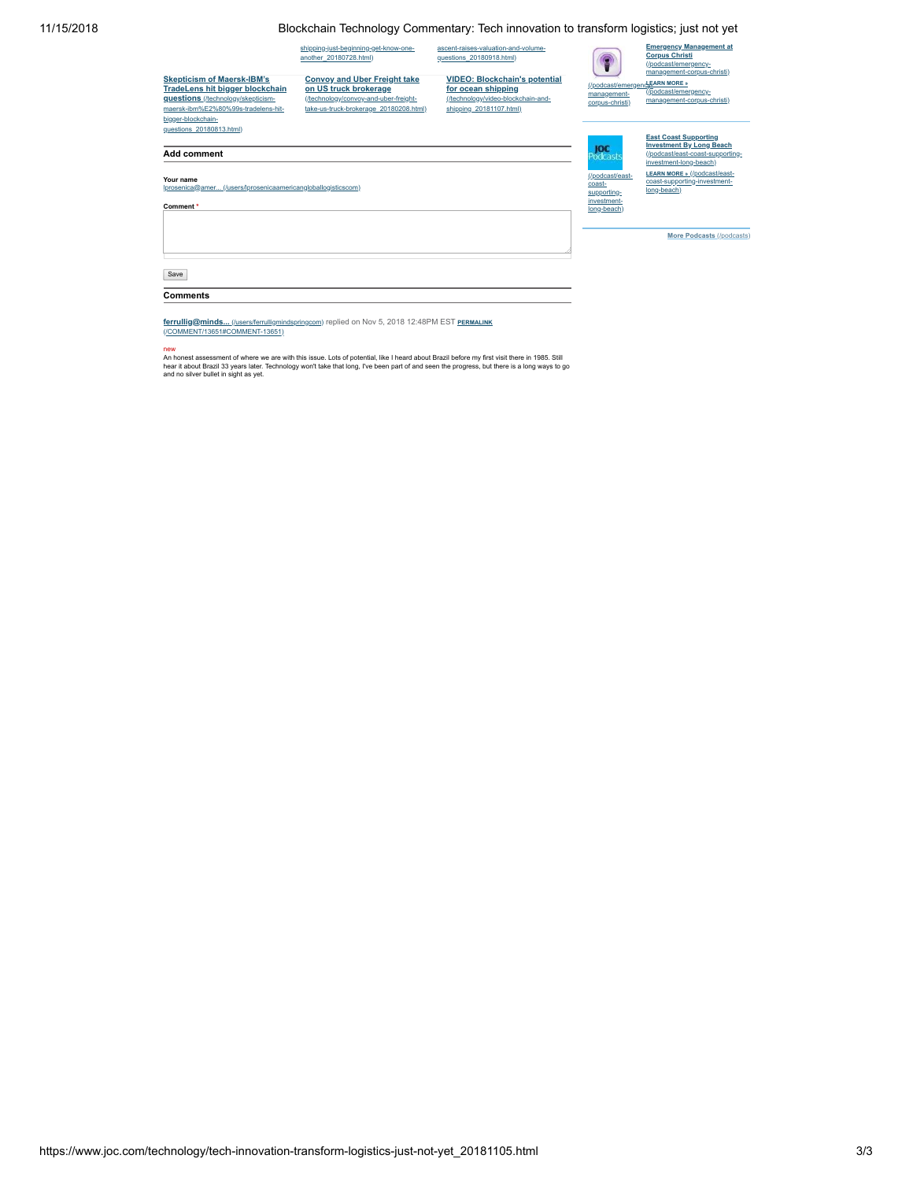shipping-just-beginning-get-know-one-another_20180728.html)

ascent-raises-valuation-and-volume-questions_20180918.html)

**Skepticism of Maersk-IBM's TradeLens hit bigger blockchain questions** (/technology/skepticism-maersk-ibm%E2%80%99s-tradelens-hit-bigger-blockchain-questions_20180813.html)

**Convoy and Uber Freight take on US truck brokerage** (/technology/convoy-and-uber-freight-take-us-truck-brokerage_20180208.html)

**VIDEO: Blockchain's potential for ocean shipping** (/technology/video-blockchain-and-shipping_20181107.html)

**Emergency Management at Corpus Christi** (/podcast/emergency-management-corpus-christi)

(/podcast/emergency-management-corpus-christi)

LEARN MORE » (/podcast/emergency-management-corpus-christi)

**East Coast Supporting Investment By Long Beach** (/podcast/east-coast-supporting-investment-long-beach)

(/podcast/east-coast-supporting-investment-long-beach)

LEARN MORE » (/podcast/east-coast-supporting-investment-long-beach)

More Podcasts (/podcasts)

## Add comment

**Your name**
lprosenica@amer... (/users/lprosenicaamericangloballogisticscom)

**Comment** *

Save

## Comments

**ferrullig@minds...** (/users/ferrulligmindspringcom) replied on Nov 5, 2018 12:48PM EST **PERMALINK** (/COMMENT/13651#COMMENT-13651)

new

An honest assessment of where we are with this issue. Lots of potential, like I heard about Brazil before my first visit there in 1985. Still hear it about Brazil 33 years later. Technology won't take that long, I've been part of and seen the progress, but there is a long ways to go and no silver bullet in sight as yet.